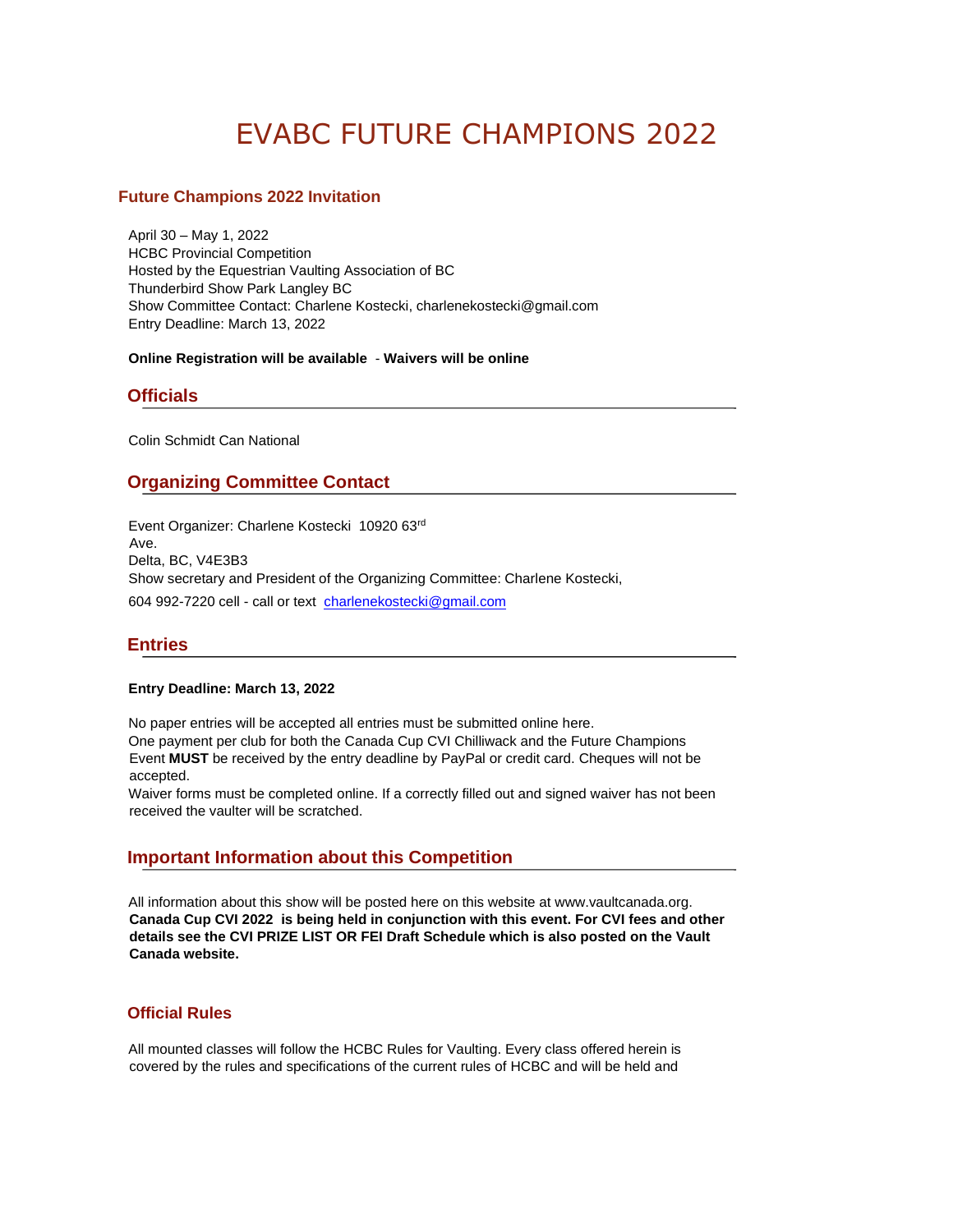# EVABC FUTURE CHAMPIONS 2022

## Future Champions 2022 Invitation

April 30 – May 1, 2022
HCBC Provincial Competition
Hosted by the Equestrian Vaulting Association of BC
Thunderbird Show Park Langley BC
Show Committee Contact: Charlene Kostecki, charlenekostecki@gmail.com
Entry Deadline: March 13, 2022

**Online Registration will be available** - **Waivers will be online**

## Officials

Colin Schmidt Can National

## Organizing Committee Contact

Event Organizer: Charlene Kostecki 10920 63rd Ave.
Delta, BC, V4E3B3
Show secretary and President of the Organizing Committee: Charlene Kostecki,
604 992-7220 cell - call or text charlenekostecki@gmail.com

## Entries

**Entry Deadline: March 13, 2022**

No paper entries will be accepted all entries must be submitted online here.
One payment per club for both the Canada Cup CVI Chilliwack and the Future Champions Event **MUST** be received by the entry deadline by PayPal or credit card. Cheques will not be accepted.
Waiver forms must be completed online. If a correctly filled out and signed waiver has not been received the vaulter will be scratched.

## Important Information about this Competition

All information about this show will be posted here on this website at www.vaultcanada.org.
**Canada Cup CVI 2022 is being held in conjunction with this event. For CVI fees and other details see the CVI PRIZE LIST OR FEI Draft Schedule which is also posted on the Vault Canada website.**

## Official Rules

All mounted classes will follow the HCBC Rules for Vaulting. Every class offered herein is covered by the rules and specifications of the current rules of HCBC and will be held and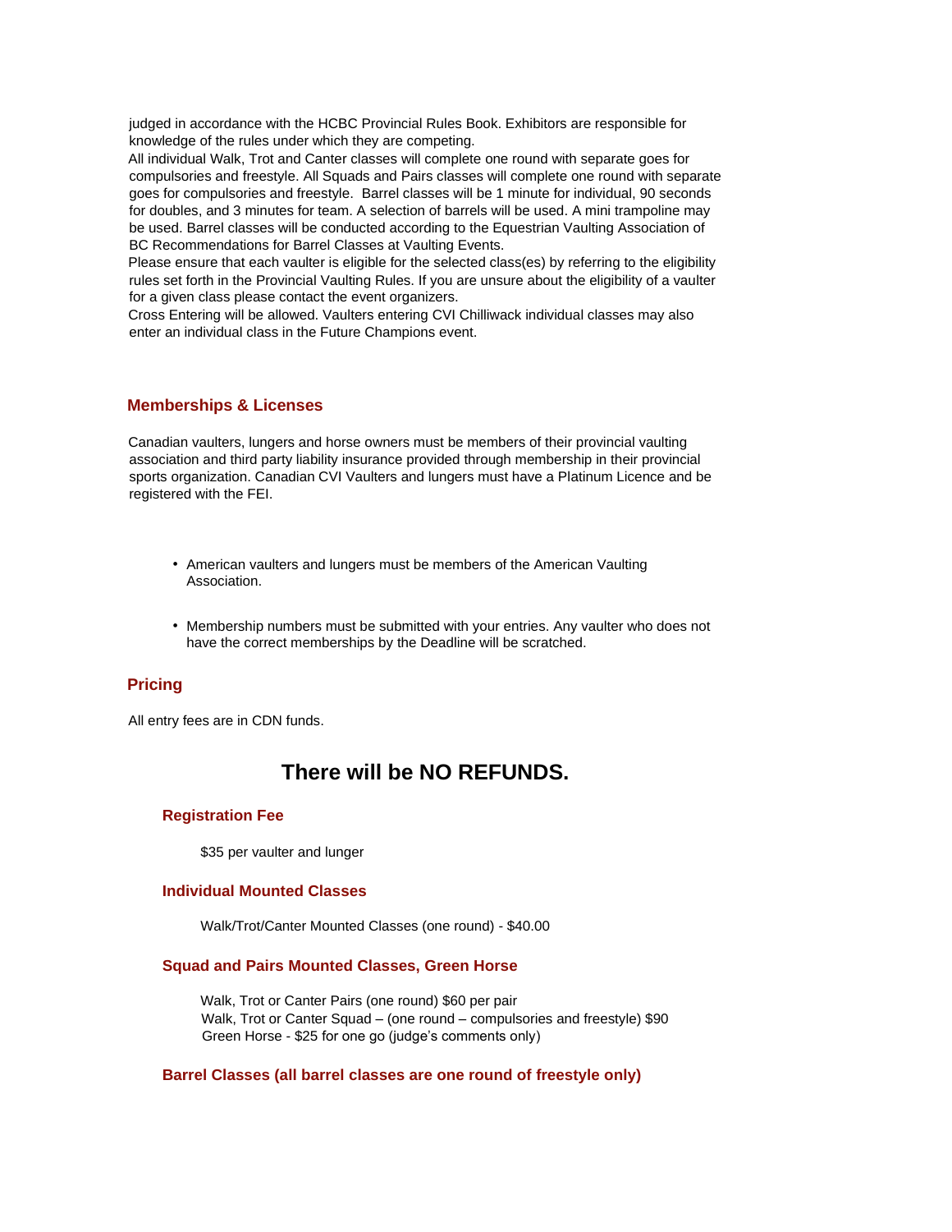judged in accordance with the HCBC Provincial Rules Book. Exhibitors are responsible for knowledge of the rules under which they are competing.

All individual Walk, Trot and Canter classes will complete one round with separate goes for compulsories and freestyle. All Squads and Pairs classes will complete one round with separate goes for compulsories and freestyle. Barrel classes will be 1 minute for individual, 90 seconds for doubles, and 3 minutes for team. A selection of barrels will be used. A mini trampoline may be used. Barrel classes will be conducted according to the Equestrian Vaulting Association of BC Recommendations for Barrel Classes at Vaulting Events.

Please ensure that each vaulter is eligible for the selected class(es) by referring to the eligibility rules set forth in the Provincial Vaulting Rules. If you are unsure about the eligibility of a vaulter for a given class please contact the event organizers.

Cross Entering will be allowed. Vaulters entering CVI Chilliwack individual classes may also enter an individual class in the Future Champions event.

## Memberships & Licenses

Canadian vaulters, lungers and horse owners must be members of their provincial vaulting association and third party liability insurance provided through membership in their provincial sports organization. Canadian CVI Vaulters and lungers must have a Platinum Licence and be registered with the FEI.

- American vaulters and lungers must be members of the American Vaulting Association.
- Membership numbers must be submitted with your entries. Any vaulter who does not have the correct memberships by the Deadline will be scratched.

## Pricing

All entry fees are in CDN funds.

**There will be NO REFUNDS.**

### Registration Fee

$35 per vaulter and lunger

### Individual Mounted Classes

Walk/Trot/Canter Mounted Classes (one round) - $40.00

### Squad and Pairs Mounted Classes, Green Horse

Walk, Trot or Canter Pairs (one round) $60 per pair
Walk, Trot or Canter Squad – (one round – compulsories and freestyle) $90
Green Horse - $25 for one go (judge's comments only)

### Barrel Classes (all barrel classes are one round of freestyle only)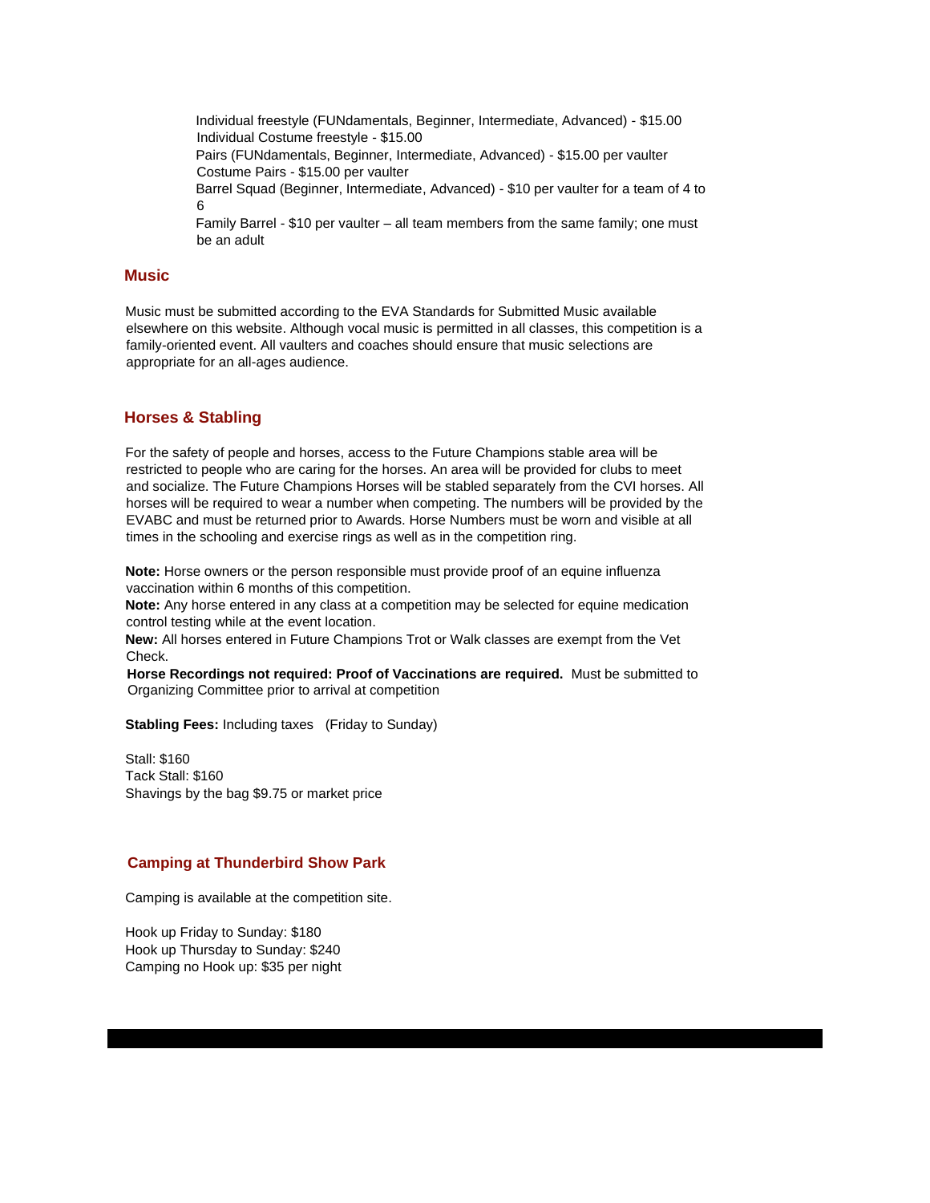Individual freestyle (FUNdamentals, Beginner, Intermediate, Advanced) - $15.00
Individual Costume freestyle - $15.00
Pairs (FUNdamentals, Beginner, Intermediate, Advanced) - $15.00 per vaulter
Costume Pairs - $15.00 per vaulter
Barrel Squad (Beginner, Intermediate, Advanced) - $10 per vaulter for a team of 4 to 6
Family Barrel - $10 per vaulter – all team members from the same family; one must be an adult

## Music

Music must be submitted according to the EVA Standards for Submitted Music available elsewhere on this website. Although vocal music is permitted in all classes, this competition is a family-oriented event. All vaulters and coaches should ensure that music selections are appropriate for an all-ages audience.

## Horses & Stabling

For the safety of people and horses, access to the Future Champions stable area will be restricted to people who are caring for the horses. An area will be provided for clubs to meet and socialize. The Future Champions Horses will be stabled separately from the CVI horses. All horses will be required to wear a number when competing. The numbers will be provided by the EVABC and must be returned prior to Awards. Horse Numbers must be worn and visible at all times in the schooling and exercise rings as well as in the competition ring.

**Note:** Horse owners or the person responsible must provide proof of an equine influenza vaccination within 6 months of this competition.
**Note:** Any horse entered in any class at a competition may be selected for equine medication control testing while at the event location.
**New:** All horses entered in Future Champions Trot or Walk classes are exempt from the Vet Check.
**Horse Recordings not required: Proof of Vaccinations are required.** Must be submitted to Organizing Committee prior to arrival at competition

**Stabling Fees:** Including taxes (Friday to Sunday)

Stall: $160
Tack Stall: $160
Shavings by the bag $9.75 or market price

## Camping at Thunderbird Show Park

Camping is available at the competition site.

Hook up Friday to Sunday: $180
Hook up Thursday to Sunday: $240
Camping no Hook up: $35 per night